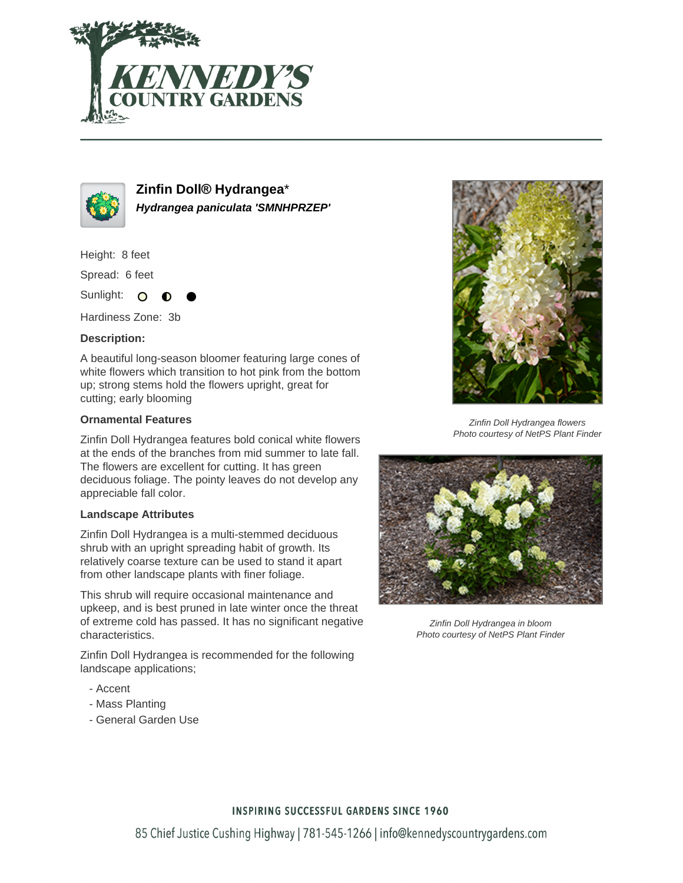# Zinfin Doll® Hydrangea*

***Hydrangea paniculata 'SMNHPRZEP'***

Height: 8 feet

Spread: 6 feet

Sunlight: ○ ◐ ●

Hardiness Zone: 3b

**Description:**

A beautiful long-season bloomer featuring large cones of white flowers which transition to hot pink from the bottom up; strong stems hold the flowers upright, great for cutting; early blooming

### Ornamental Features

Zinfin Doll Hydrangea features bold conical white flowers at the ends of the branches from mid summer to late fall. The flowers are excellent for cutting. It has green deciduous foliage. The pointy leaves do not develop any appreciable fall color.

### Landscape Attributes

Zinfin Doll Hydrangea is a multi-stemmed deciduous shrub with an upright spreading habit of growth. Its relatively coarse texture can be used to stand it apart from other landscape plants with finer foliage.

This shrub will require occasional maintenance and upkeep, and is best pruned in late winter once the threat of extreme cold has passed. It has no significant negative characteristics.

Zinfin Doll Hydrangea is recommended for the following landscape applications;

- Accent
- Mass Planting
- General Garden Use

*Zinfin Doll Hydrangea flowers*
*Photo courtesy of NetPS Plant Finder*

*Zinfin Doll Hydrangea in bloom*
*Photo courtesy of NetPS Plant Finder*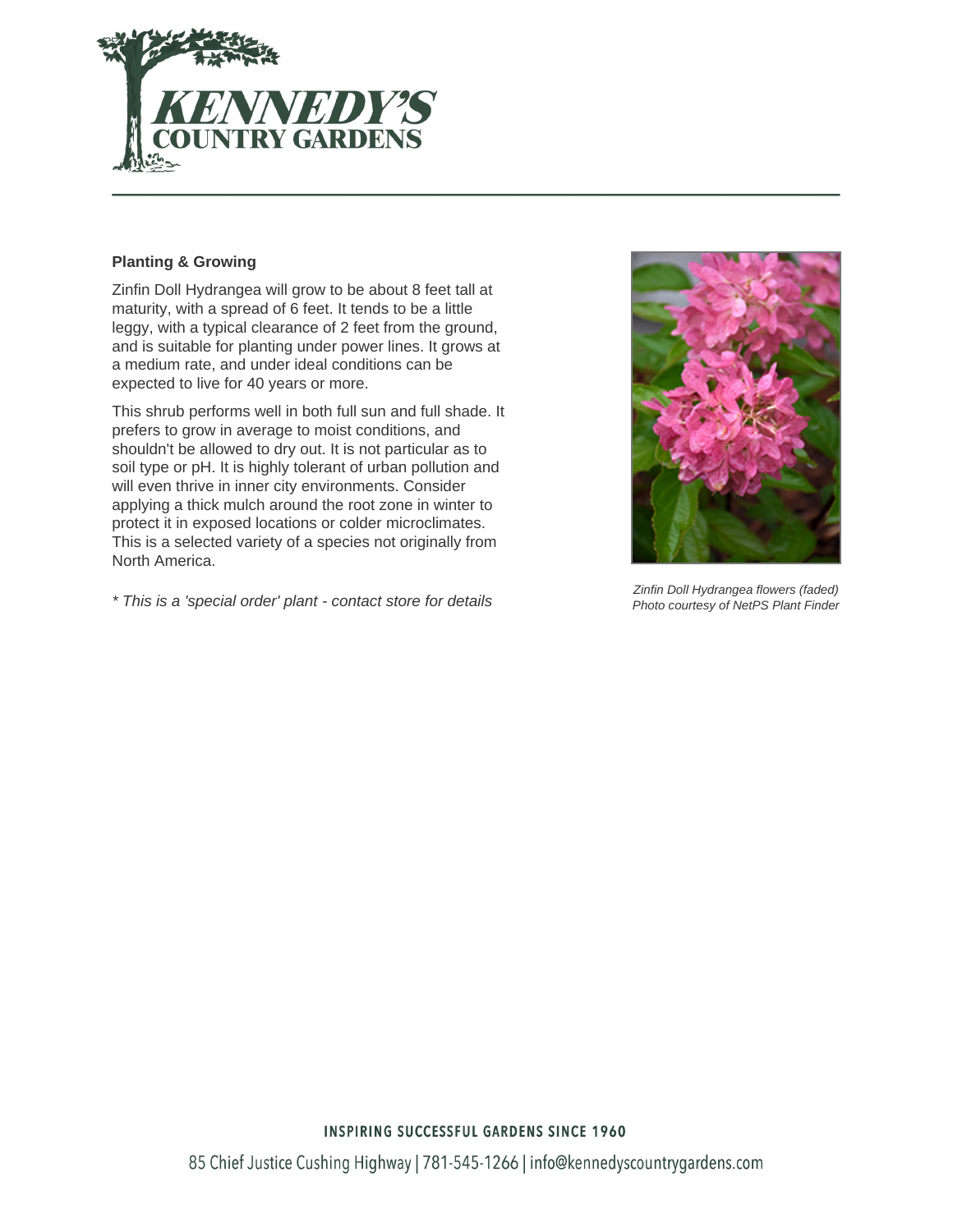### Planting & Growing

Zinfin Doll Hydrangea will grow to be about 8 feet tall at maturity, with a spread of 6 feet. It tends to be a little leggy, with a typical clearance of 2 feet from the ground, and is suitable for planting under power lines. It grows at a medium rate, and under ideal conditions can be expected to live for 40 years or more.

This shrub performs well in both full sun and full shade. It prefers to grow in average to moist conditions, and shouldn't be allowed to dry out. It is not particular as to soil type or pH. It is highly tolerant of urban pollution and will even thrive in inner city environments. Consider applying a thick mulch around the root zone in winter to protect it in exposed locations or colder microclimates. This is a selected variety of a species not originally from North America.

*\* This is a 'special order' plant - contact store for details*

*Zinfin Doll Hydrangea flowers (faded)*
*Photo courtesy of NetPS Plant Finder*